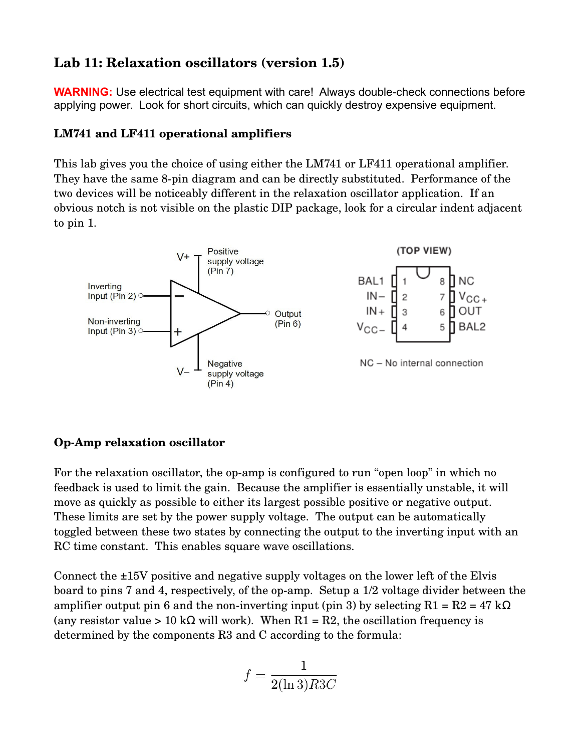## Lab 11: Relaxation oscillators (version 1.5)

**WARNING:** Use electrical test equipment with care! Always double-check connections before applying power. Look for short circuits, which can quickly destroy expensive equipment.

### LM741 and LF411 operational amplifiers

This lab gives you the choice of using either the LM741 or LF411 operational amplifier. They have the same 8-pin diagram and can be directly substituted. Performance of the two devices will be noticeably different in the relaxation oscillator application. If an obvious notch is not visible on the plastic DIP package, look for a circular indent adjacent to pin 1.

### Op-Amp relaxation oscillator

For the relaxation oscillator, the op-amp is configured to run "open loop" in which no feedback is used to limit the gain. Because the amplifier is essentially unstable, it will move as quickly as possible to either its largest possible positive or negative output. These limits are set by the power supply voltage. The output can be automatically toggled between these two states by connecting the output to the inverting input with an RC time constant. This enables square wave oscillations.

Connect the ±15V positive and negative supply voltages on the lower left of the Elvis board to pins 7 and 4, respectively, of the op-amp. Setup a 1/2 voltage divider between the amplifier output pin 6 and the non-inverting input (pin 3) by selecting R1 = R2 = 47 kΩ (any resistor value > 10 kΩ will work). When R1 = R2, the oscillation frequency is determined by the components R3 and C according to the formula:

$$f = \frac{1}{2(\ln 3)R3C}$$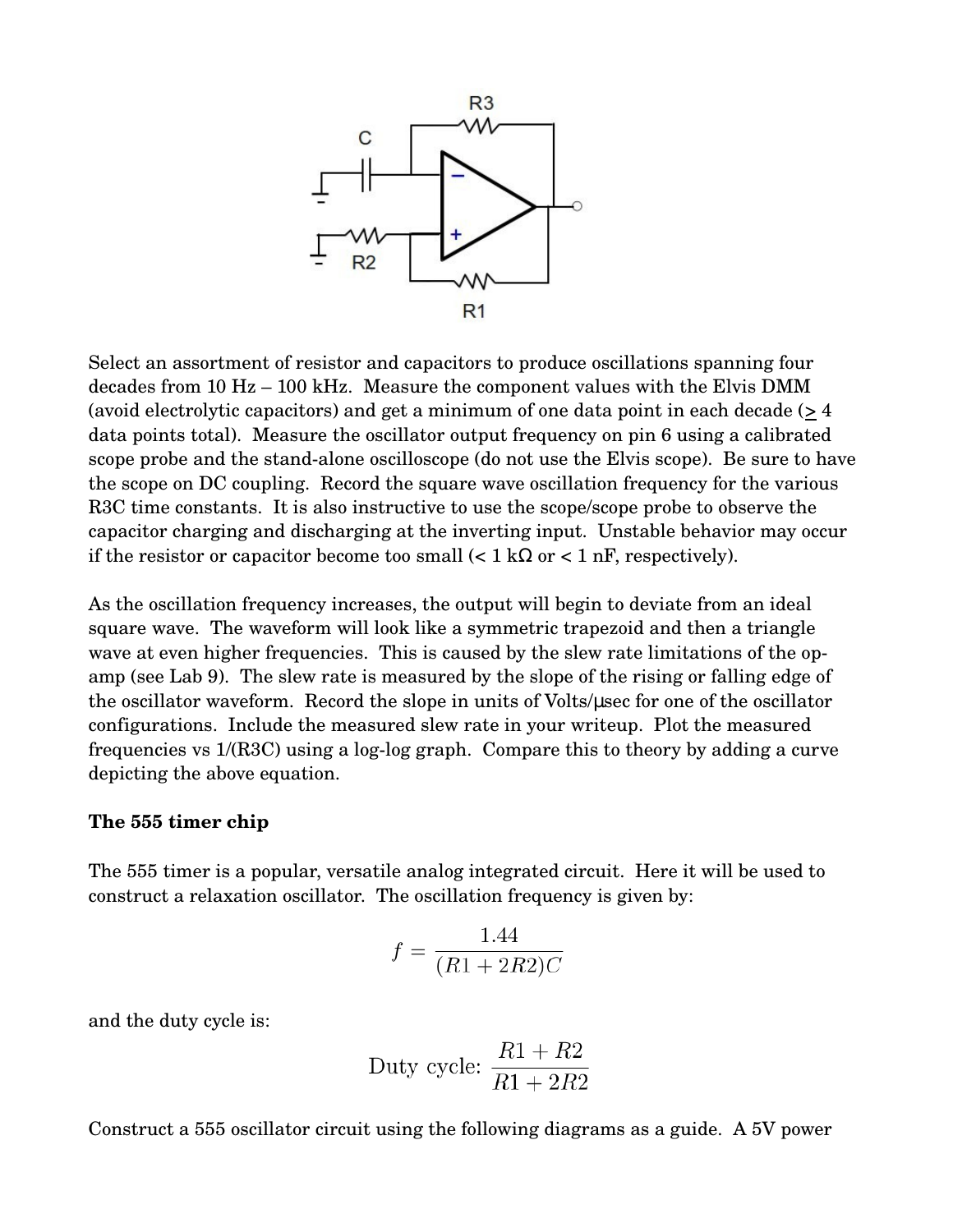Select an assortment of resistor and capacitors to produce oscillations spanning four decades from 10 Hz – 100 kHz. Measure the component values with the Elvis DMM (avoid electrolytic capacitors) and get a minimum of one data point in each decade (≥ 4 data points total). Measure the oscillator output frequency on pin 6 using a calibrated scope probe and the stand-alone oscilloscope (do not use the Elvis scope). Be sure to have the scope on DC coupling. Record the square wave oscillation frequency for the various R3C time constants. It is also instructive to use the scope/scope probe to observe the capacitor charging and discharging at the inverting input. Unstable behavior may occur if the resistor or capacitor become too small (< 1 kΩ or < 1 nF, respectively).

As the oscillation frequency increases, the output will begin to deviate from an ideal square wave. The waveform will look like a symmetric trapezoid and then a triangle wave at even higher frequencies. This is caused by the slew rate limitations of the op-amp (see Lab 9). The slew rate is measured by the slope of the rising or falling edge of the oscillator waveform. Record the slope in units of Volts/μsec for one of the oscillator configurations. Include the measured slew rate in your writeup. Plot the measured frequencies vs 1/(R3C) using a log-log graph. Compare this to theory by adding a curve depicting the above equation.

**The 555 timer chip**

The 555 timer is a popular, versatile analog integrated circuit. Here it will be used to construct a relaxation oscillator. The oscillation frequency is given by:

$$f = \frac{1.44}{(R1 + 2R2)C}$$

and the duty cycle is:

$$\text{Duty cycle: } \frac{R1 + R2}{R1 + 2R2}$$

Construct a 555 oscillator circuit using the following diagrams as a guide. A 5V power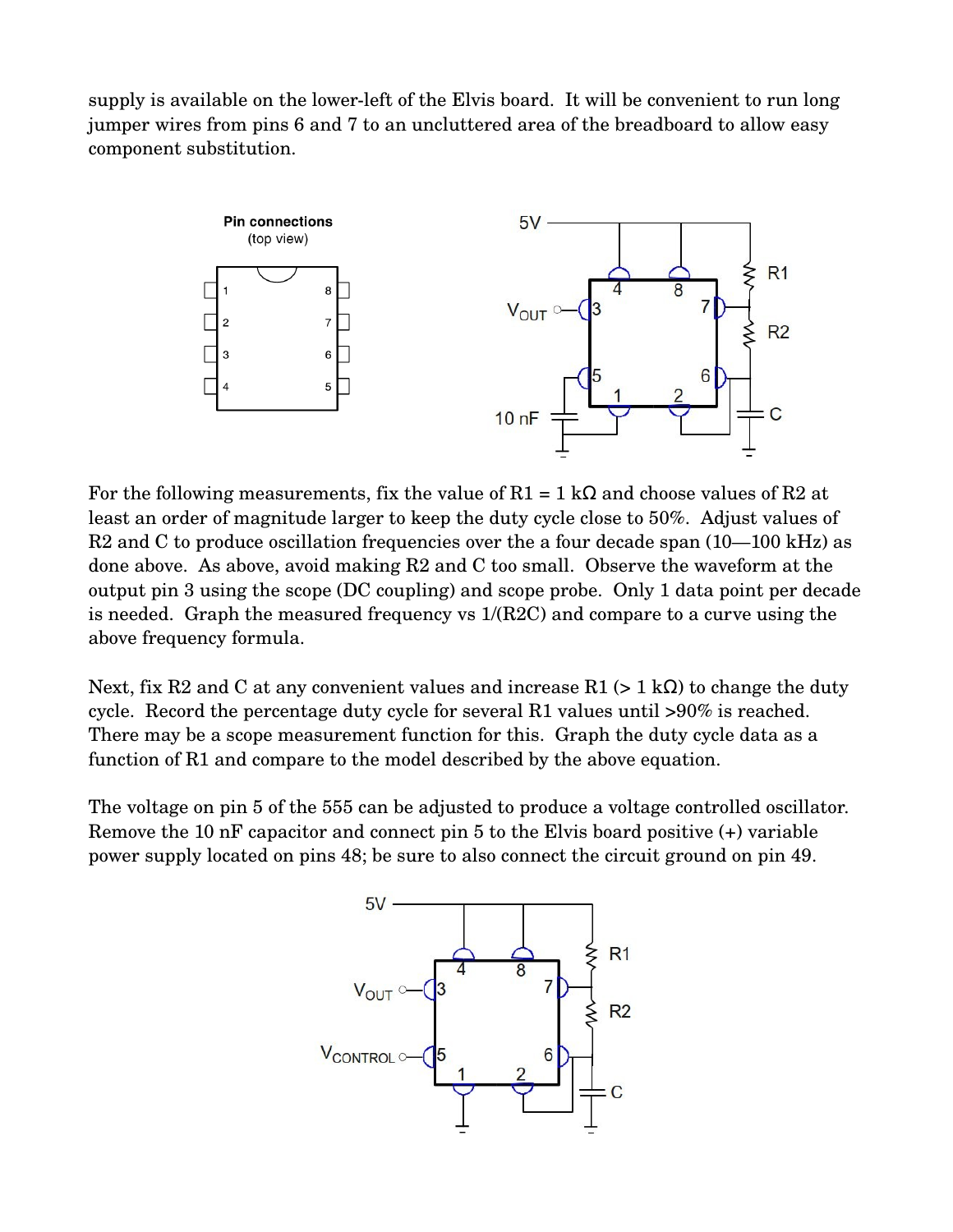supply is available on the lower-left of the Elvis board. It will be convenient to run long jumper wires from pins 6 and 7 to an uncluttered area of the breadboard to allow easy component substitution.

For the following measurements, fix the value of R1 = 1 kΩ and choose values of R2 at least an order of magnitude larger to keep the duty cycle close to 50%. Adjust values of R2 and C to produce oscillation frequencies over the a four decade span (10—100 kHz) as done above. As above, avoid making R2 and C too small. Observe the waveform at the output pin 3 using the scope (DC coupling) and scope probe. Only 1 data point per decade is needed. Graph the measured frequency vs 1/(R2C) and compare to a curve using the above frequency formula.

Next, fix R2 and C at any convenient values and increase R1 (> 1 kΩ) to change the duty cycle. Record the percentage duty cycle for several R1 values until >90% is reached. There may be a scope measurement function for this. Graph the duty cycle data as a function of R1 and compare to the model described by the above equation.

The voltage on pin 5 of the 555 can be adjusted to produce a voltage controlled oscillator. Remove the 10 nF capacitor and connect pin 5 to the Elvis board positive (+) variable power supply located on pins 48; be sure to also connect the circuit ground on pin 49.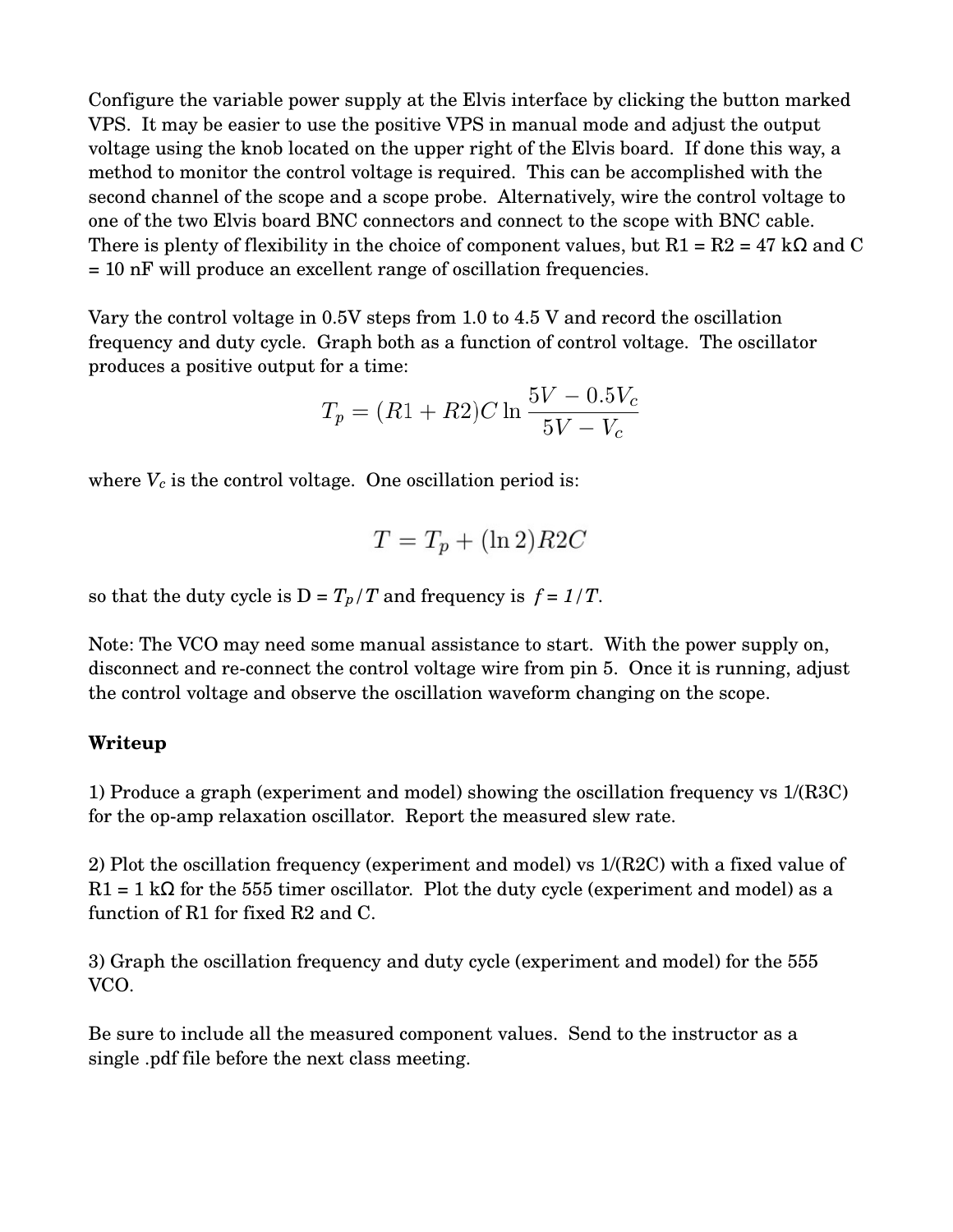Configure the variable power supply at the Elvis interface by clicking the button marked VPS. It may be easier to use the positive VPS in manual mode and adjust the output voltage using the knob located on the upper right of the Elvis board. If done this way, a method to monitor the control voltage is required. This can be accomplished with the second channel of the scope and a scope probe. Alternatively, wire the control voltage to one of the two Elvis board BNC connectors and connect to the scope with BNC cable. There is plenty of flexibility in the choice of component values, but R1 = R2 = 47 kΩ and C = 10 nF will produce an excellent range of oscillation frequencies.

Vary the control voltage in 0.5V steps from 1.0 to 4.5 V and record the oscillation frequency and duty cycle. Graph both as a function of control voltage. The oscillator produces a positive output for a time:

$$T_p = (R1 + R2)C \ln \frac{5V - 0.5V_c}{5V - V_c}$$

where $V_c$ is the control voltage. One oscillation period is:

$$T = T_p + (\ln 2)R2C$$

so that the duty cycle is D = $T_p/T$ and frequency is $f = 1/T$.

Note: The VCO may need some manual assistance to start. With the power supply on, disconnect and re-connect the control voltage wire from pin 5. Once it is running, adjust the control voltage and observe the oscillation waveform changing on the scope.

**Writeup**

1) Produce a graph (experiment and model) showing the oscillation frequency vs 1/(R3C) for the op-amp relaxation oscillator. Report the measured slew rate.

2) Plot the oscillation frequency (experiment and model) vs 1/(R2C) with a fixed value of R1 = 1 kΩ for the 555 timer oscillator. Plot the duty cycle (experiment and model) as a function of R1 for fixed R2 and C.

3) Graph the oscillation frequency and duty cycle (experiment and model) for the 555 VCO.

Be sure to include all the measured component values. Send to the instructor as a single .pdf file before the next class meeting.